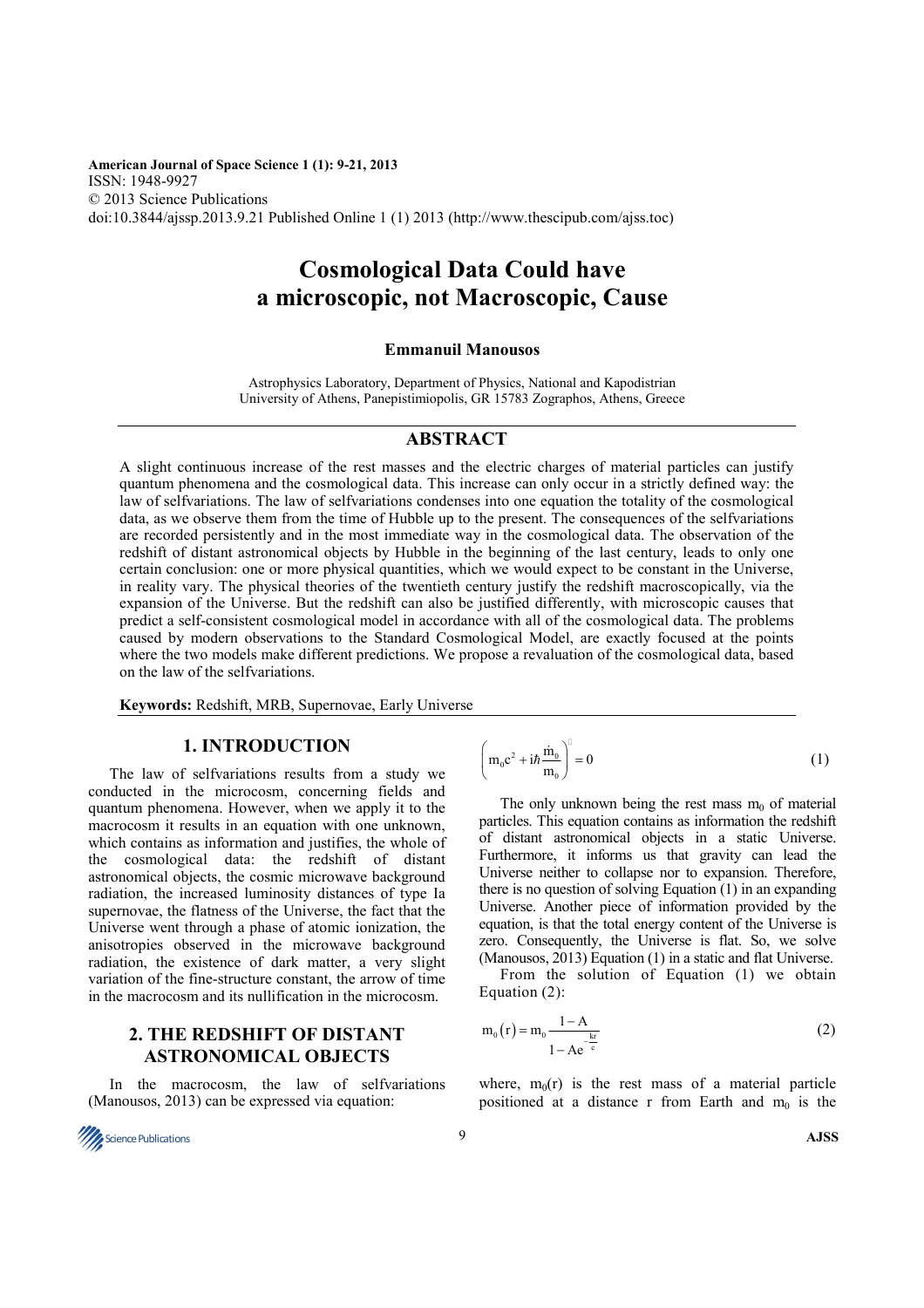American Journal of Space Science 1 (1): 9-21, 2013
ISSN: 1948-9927
© 2013 Science Publications
doi:10.3844/ajssp.2013.9.21 Published Online 1 (1) 2013 (http://www.thescipub.com/ajss.toc)

# Cosmological Data Could have a microscopic, not Macroscopic, Cause

**Emmanuil Manousos**

Astrophysics Laboratory, Department of Physics, National and Kapodistrian University of Athens, Panepistimiopolis, GR 15783 Zographos, Athens, Greece

## ABSTRACT

A slight continuous increase of the rest masses and the electric charges of material particles can justify quantum phenomena and the cosmological data. This increase can only occur in a strictly defined way: the law of selfvariations. The law of selfvariations condenses into one equation the totality of the cosmological data, as we observe them from the time of Hubble up to the present. The consequences of the selfvariations are recorded persistently and in the most immediate way in the cosmological data. The observation of the redshift of distant astronomical objects by Hubble in the beginning of the last century, leads to only one certain conclusion: one or more physical quantities, which we would expect to be constant in the Universe, in reality vary. The physical theories of the twentieth century justify the redshift macroscopically, via the expansion of the Universe. But the redshift can also be justified differently, with microscopic causes that predict a self-consistent cosmological model in accordance with all of the cosmological data. The problems caused by modern observations to the Standard Cosmological Model, are exactly focused at the points where the two models make different predictions. We propose a revaluation of the cosmological data, based on the law of the selfvariations.

**Keywords:** Redshift, MRB, Supernovae, Early Universe

## 1. INTRODUCTION

The law of selfvariations results from a study we conducted in the microcosm, concerning fields and quantum phenomena. However, when we apply it to the macrocosm it results in an equation with one unknown, which contains as information and justifies, the whole of the cosmological data: the redshift of distant astronomical objects, the cosmic microwave background radiation, the increased luminosity distances of type Ia supernovae, the flatness of the Universe, the fact that the Universe went through a phase of atomic ionization, the anisotropies observed in the microwave background radiation, the existence of dark matter, a very slight variation of the fine-structure constant, the arrow of time in the macrocosm and its nullification in the microcosm.

## 2. THE REDSHIFT OF DISTANT ASTRONOMICAL OBJECTS

In the macrocosm, the law of selfvariations (Manousos, 2013) can be expressed via equation:

$$\left( m_0 c^2 + i\hbar \frac{\dot{m}_0}{m_0} \right)^{\square} = 0 \tag{1}$$

The only unknown being the rest mass $m_0$ of material particles. This equation contains as information the redshift of distant astronomical objects in a static Universe. Furthermore, it informs us that gravity can lead the Universe neither to collapse nor to expansion. Therefore, there is no question of solving Equation (1) in an expanding Universe. Another piece of information provided by the equation, is that the total energy content of the Universe is zero. Consequently, the Universe is flat. So, we solve (Manousos, 2013) Equation (1) in a static and flat Universe.

From the solution of Equation (1) we obtain Equation (2):

$$m_0(r) = m_0 \frac{1 - A}{1 - Ae^{-\frac{kr}{c}}} \tag{2}$$

where, $m_0(r)$ is the rest mass of a material particle positioned at a distance r from Earth and $m_0$ is the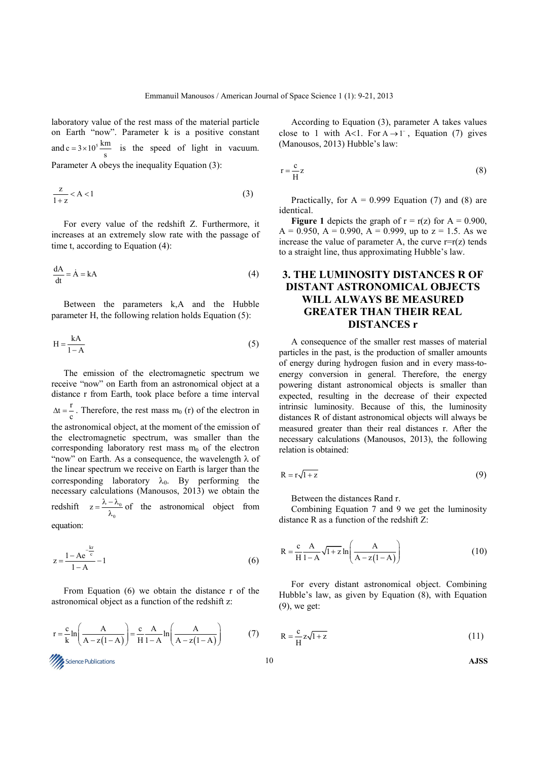laboratory value of the rest mass of the material particle on Earth "now". Parameter k is a positive constant and $c = 3\times10^5 \frac{km}{s}$ is the speed of light in vacuum. Parameter A obeys the inequality Equation (3):

$$\frac{z}{1+z} < A < 1 \tag{3}$$

For every value of the redshift Z. Furthermore, it increases at an extremely slow rate with the passage of time t, according to Equation (4):

$$\frac{dA}{dt} = \dot{A} = kA \tag{4}$$

Between the parameters k,A and the Hubble parameter H, the following relation holds Equation (5):

$$H = \frac{kA}{1-A} \tag{5}$$

The emission of the electromagnetic spectrum we receive "now" on Earth from an astronomical object at a distance r from Earth, took place before a time interval $\Delta t = \frac{r}{c}$. Therefore, the rest mass $m_0$ (r) of the electron in the astronomical object, at the moment of the emission of the electromagnetic spectrum, was smaller than the corresponding laboratory rest mass $m_0$ of the electron "now" on Earth. As a consequence, the wavelength $\lambda$ of the linear spectrum we receive on Earth is larger than the corresponding laboratory $\lambda_0$. By performing the necessary calculations (Manousos, 2013) we obtain the redshift $z = \frac{\lambda - \lambda_0}{\lambda_0}$ of the astronomical object from equation:

$$z = \frac{1 - Ae^{-\frac{kr}{c}}}{1-A} - 1 \tag{6}$$

From Equation (6) we obtain the distance r of the astronomical object as a function of the redshift z:

$$r = \frac{c}{k}\ln\left(\frac{A}{A - z(1-A)}\right) = \frac{c}{H}\frac{A}{1-A}\ln\left(\frac{A}{A - z(1-A)}\right) \tag{7}$$

According to Equation (3), parameter A takes values close to 1 with A<1. For $A \to 1^-$, Equation (7) gives (Manousos, 2013) Hubble's law:

$$r = \frac{c}{H}z \tag{8}$$

Practically, for A = 0.999 Equation (7) and (8) are identical.

**Figure 1** depicts the graph of r = r(z) for A = 0.900, A = 0.950, A = 0.990, A = 0.999, up to z = 1.5. As we increase the value of parameter A, the curve r=r(z) tends to a straight line, thus approximating Hubble's law.

## 3. THE LUMINOSITY DISTANCES R OF DISTANT ASTRONOMICAL OBJECTS WILL ALWAYS BE MEASURED GREATER THAN THEIR REAL DISTANCES r

A consequence of the smaller rest masses of material particles in the past, is the production of smaller amounts of energy during hydrogen fusion and in every mass-to-energy conversion in general. Therefore, the energy powering distant astronomical objects is smaller than expected, resulting in the decrease of their expected intrinsic luminosity. Because of this, the luminosity distances R of distant astronomical objects will always be measured greater than their real distances r. After the necessary calculations (Manousos, 2013), the following relation is obtained:

$$R = r\sqrt{1+z} \tag{9}$$

Between the distances Rand r.

Combining Equation 7 and 9 we get the luminosity distance R as a function of the redshift Z:

$$R = \frac{c}{H}\frac{A}{1-A}\sqrt{1+z}\ln\left(\frac{A}{A - z(1-A)}\right) \tag{10}$$

For every distant astronomical object. Combining Hubble's law, as given by Equation (8), with Equation (9), we get:

$$R = \frac{c}{H}z\sqrt{1+z} \tag{11}$$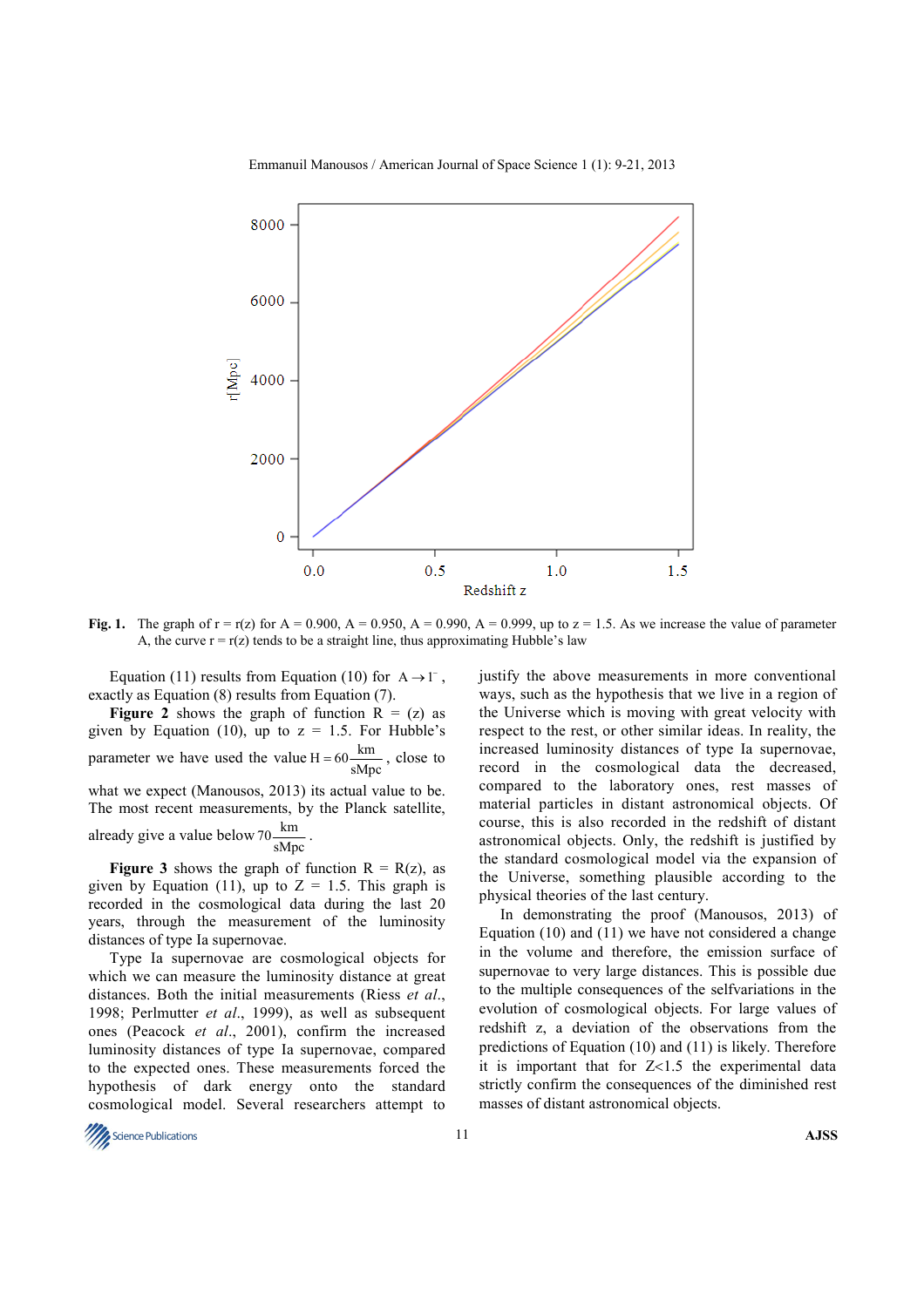**Fig. 1.** The graph of r = r(z) for A = 0.900, A = 0.950, A = 0.990, A = 0.999, up to z = 1.5. As we increase the value of parameter A, the curve r = r(z) tends to be a straight line, thus approximating Hubble's law

Equation (11) results from Equation (10) for $A \to 1^-$, exactly as Equation (8) results from Equation (7).

**Figure 2** shows the graph of function R = (z) as given by Equation (10), up to z = 1.5. For Hubble's parameter we have used the value $H = 60\frac{km}{sMpc}$, close to what we expect (Manousos, 2013) its actual value to be. The most recent measurements, by the Planck satellite, already give a value below $70\frac{km}{sMpc}$.

**Figure 3** shows the graph of function R = R(z), as given by Equation (11), up to Z = 1.5. This graph is recorded in the cosmological data during the last 20 years, through the measurement of the luminosity distances of type Ia supernovae.

Type Ia supernovae are cosmological objects for which we can measure the luminosity distance at great distances. Both the initial measurements (Riess *et al*., 1998; Perlmutter *et al*., 1999), as well as subsequent ones (Peacock *et al*., 2001), confirm the increased luminosity distances of type Ia supernovae, compared to the expected ones. These measurements forced the hypothesis of dark energy onto the standard cosmological model. Several researchers attempt to justify the above measurements in more conventional ways, such as the hypothesis that we live in a region of the Universe which is moving with great velocity with respect to the rest, or other similar ideas. In reality, the increased luminosity distances of type Ia supernovae, record in the cosmological data the decreased, compared to the laboratory ones, rest masses of material particles in distant astronomical objects. Of course, this is also recorded in the redshift of distant astronomical objects. Only, the redshift is justified by the standard cosmological model via the expansion of the Universe, something plausible according to the physical theories of the last century.

In demonstrating the proof (Manousos, 2013) of Equation (10) and (11) we have not considered a change in the volume and therefore, the emission surface of supernovae to very large distances. This is possible due to the multiple consequences of the selfvariations in the evolution of cosmological objects. For large values of redshift z, a deviation of the observations from the predictions of Equation (10) and (11) is likely. Therefore it is important that for Z<1.5 the experimental data strictly confirm the consequences of the diminished rest masses of distant astronomical objects.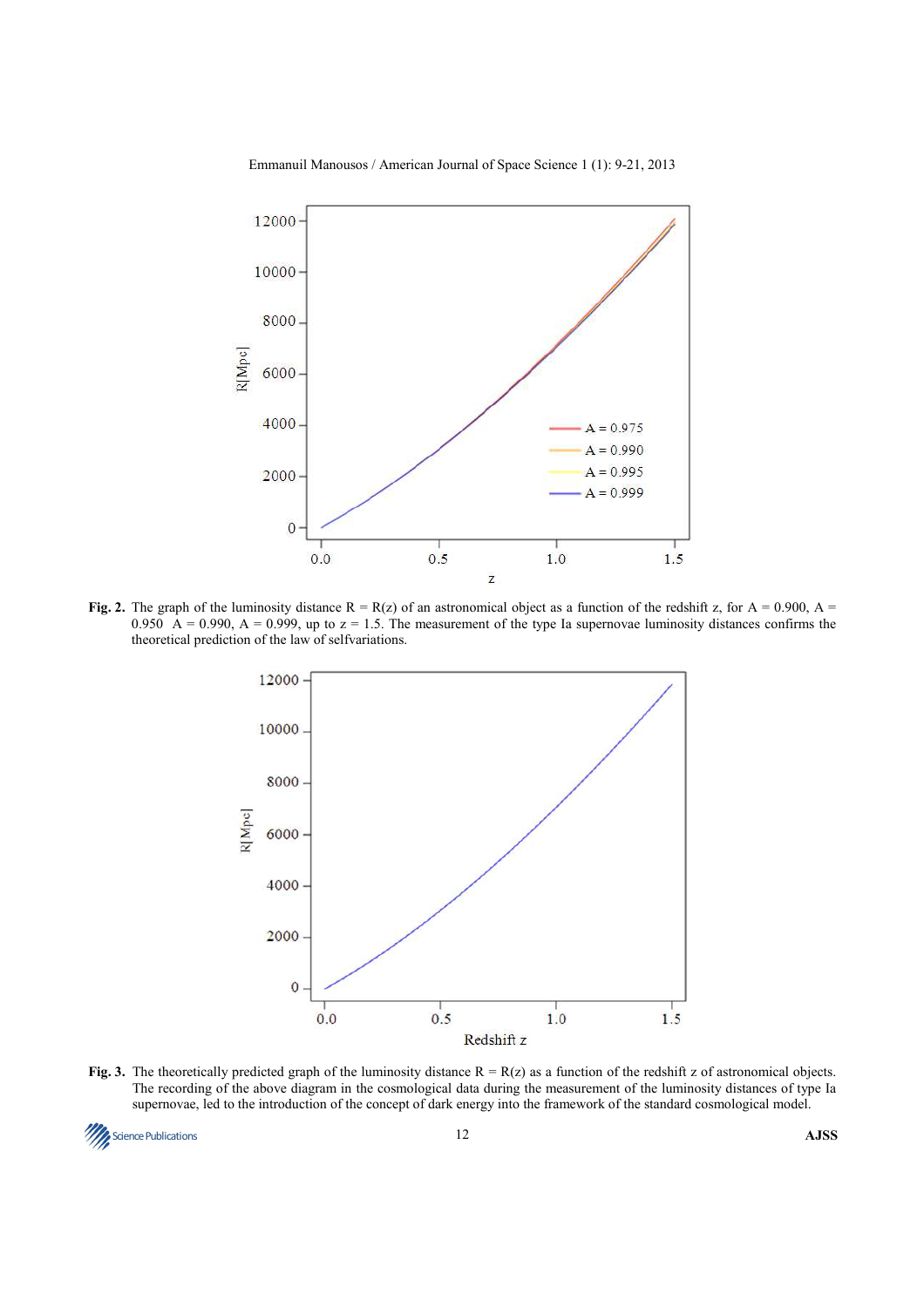**Fig. 2.** The graph of the luminosity distance R = R(z) of an astronomical object as a function of the redshift z, for A = 0.900, A = 0.950 A = 0.990, A = 0.999, up to z = 1.5. The measurement of the type Ia supernovae luminosity distances confirms the theoretical prediction of the law of selfvariations.

**Fig. 3.** The theoretically predicted graph of the luminosity distance R = R(z) as a function of the redshift z of astronomical objects. The recording of the above diagram in the cosmological data during the measurement of the luminosity distances of type Ia supernovae, led to the introduction of the concept of dark energy into the framework of the standard cosmological model.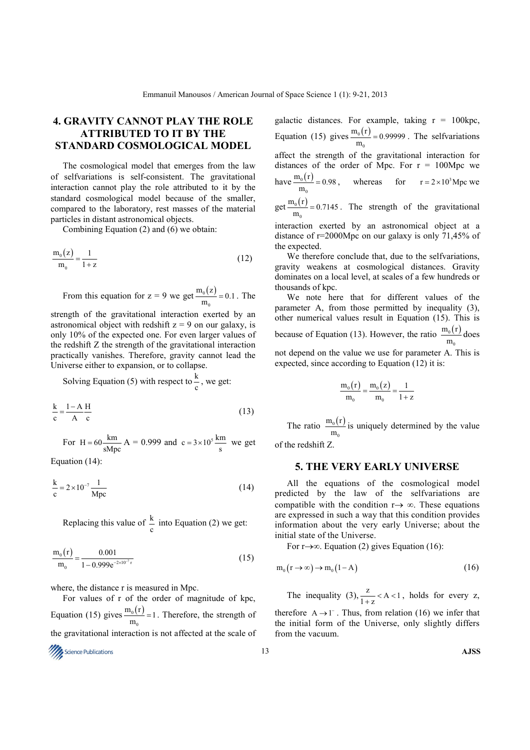## 4. GRAVITY CANNOT PLAY THE ROLE ATTRIBUTED TO IT BY THE STANDARD COSMOLOGICAL MODEL

The cosmological model that emerges from the law of selfvariations is self-consistent. The gravitational interaction cannot play the role attributed to it by the standard cosmological model because of the smaller, compared to the laboratory, rest masses of the material particles in distant astronomical objects.

Combining Equation (2) and (6) we obtain:

$$\frac{m_0(z)}{m_0} = \frac{1}{1+z} \tag{12}$$

From this equation for z = 9 we get $\frac{m_0(z)}{m_0} = 0.1$. The strength of the gravitational interaction exerted by an astronomical object with redshift z = 9 on our galaxy, is only 10% of the expected one. For even larger values of the redshift Z the strength of the gravitational interaction practically vanishes. Therefore, gravity cannot lead the Universe either to expansion, or to collapse.

Solving Equation (5) with respect to $\frac{k}{c}$, we get:

$$\frac{k}{c} = \frac{1-A}{A}\frac{H}{c} \tag{13}$$

For $H = 60\frac{km}{sMpc}$ A = 0.999 and $c = 3\times10^5\frac{km}{s}$ we get Equation (14):

$$\frac{k}{c} = 2\times10^{-7}\frac{1}{Mpc} \tag{14}$$

Replacing this value of $\frac{k}{c}$ into Equation (2) we get:

$$\frac{m_0(r)}{m_0} = \frac{0.001}{1-0.999e^{-2\times10^{-7}r}} \tag{15}$$

where, the distance r is measured in Mpc.

For values of r of the order of magnitude of kpc, Equation (15) gives $\frac{m_0(r)}{m_0} = 1$. Therefore, the strength of the gravitational interaction is not affected at the scale of galactic distances. For example, taking r = 100kpc, Equation (15) gives $\frac{m_0(r)}{m_0} = 0.99999$. The selfvariations affect the strength of the gravitational interaction for distances of the order of Mpc. For r = 100Mpc we have $\frac{m_0(r)}{m_0} = 0.98$, whereas for $r = 2\times10^3$Mpc we get $\frac{m_0(r)}{m_0} = 0.7145$. The strength of the gravitational interaction exerted by an astronomical object at a distance of r=2000Mpc on our galaxy is only 71,45% of the expected.

We therefore conclude that, due to the selfvariations, gravity weakens at cosmological distances. Gravity dominates on a local level, at scales of a few hundreds or thousands of kpc.

We note here that for different values of the parameter A, from those permitted by inequality (3), other numerical values result in Equation (15). This is because of Equation (13). However, the ratio $\frac{m_0(r)}{m_0}$ does not depend on the value we use for parameter A. This is expected, since according to Equation (12) it is:

$$\frac{m_0(r)}{m_0} = \frac{m_0(z)}{m_0} = \frac{1}{1+z}$$

The ratio $\frac{m_0(r)}{m_0}$ is uniquely determined by the value of the redshift Z.

## 5. THE VERY EARLY UNIVERSE

All the equations of the cosmological model predicted by the law of the selfvariations are compatible with the condition $r\rightarrow\infty$. These equations are expressed in such a way that this condition provides information about the very early Universe; about the initial state of the Universe.

For $r\rightarrow\infty$. Equation (2) gives Equation (16):

$$m_0(r\rightarrow\infty)\rightarrow m_0(1-A) \tag{16}$$

The inequality (3), $\frac{z}{1+z} < A < 1$, holds for every z, therefore $A\rightarrow1^-$. Thus, from relation (16) we infer that the initial form of the Universe, only slightly differs from the vacuum.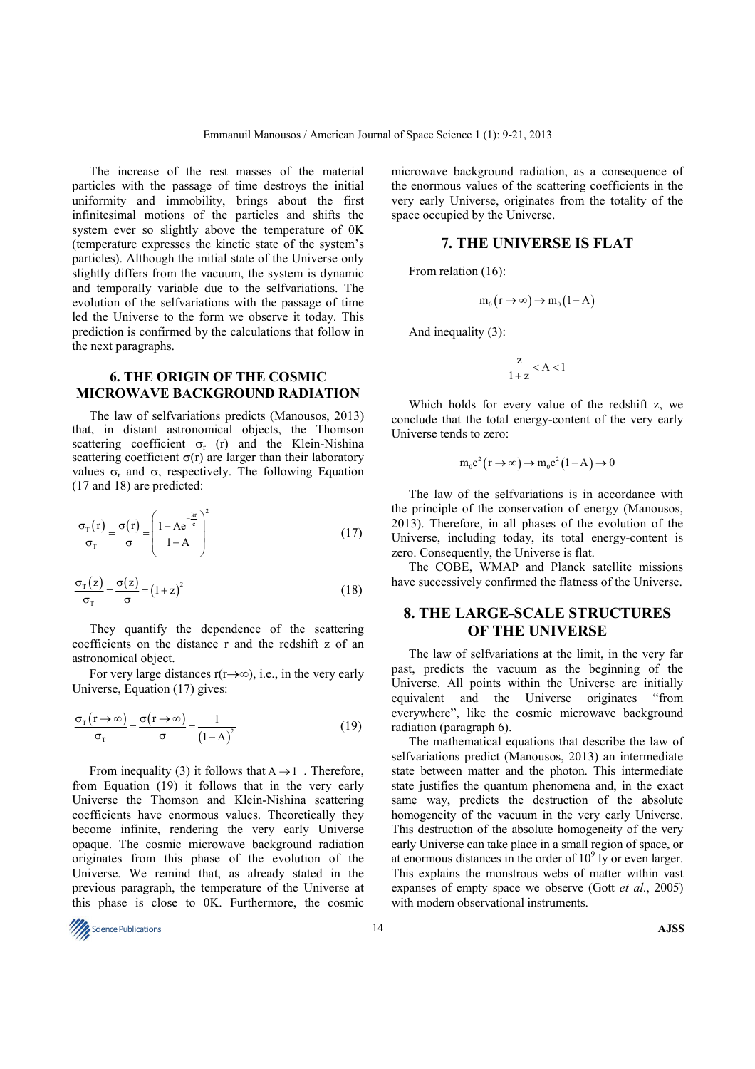The increase of the rest masses of the material particles with the passage of time destroys the initial uniformity and immobility, brings about the first infinitesimal motions of the particles and shifts the system ever so slightly above the temperature of 0K (temperature expresses the kinetic state of the system's particles). Although the initial state of the Universe only slightly differs from the vacuum, the system is dynamic and temporally variable due to the selfvariations. The evolution of the selfvariations with the passage of time led the Universe to the form we observe it today. This prediction is confirmed by the calculations that follow in the next paragraphs.

## 6. THE ORIGIN OF THE COSMIC MICROWAVE BACKGROUND RADIATION

The law of selfvariations predicts (Manousos, 2013) that, in distant astronomical objects, the Thomson scattering coefficient $\sigma_T(r)$ and the Klein-Nishina scattering coefficient $\sigma(r)$ are larger than their laboratory values $\sigma_T$ and $\sigma$, respectively. The following Equation (17 and 18) are predicted:

$$\frac{\sigma_T(r)}{\sigma_T} = \frac{\sigma(r)}{\sigma} = \left( \frac{1 - Ae^{-\frac{kr}{c}}}{1-A} \right)^2 \tag{17}$$

$$\frac{\sigma_T(z)}{\sigma_T} = \frac{\sigma(z)}{\sigma} = (1+z)^2 \tag{18}$$

They quantify the dependence of the scattering coefficients on the distance r and the redshift z of an astronomical object.

For very large distances $r(r \to \infty)$, i.e., in the very early Universe, Equation (17) gives:

$$\frac{\sigma_T(r \to \infty)}{\sigma_T} = \frac{\sigma(r \to \infty)}{\sigma} = \frac{1}{(1-A)^2} \tag{19}$$

From inequality (3) it follows that $A \to 1^-$. Therefore, from Equation (19) it follows that in the very early Universe the Thomson and Klein-Nishina scattering coefficients have enormous values. Theoretically they become infinite, rendering the very early Universe opaque. The cosmic microwave background radiation originates from this phase of the evolution of the Universe. We remind that, as already stated in the previous paragraph, the temperature of the Universe at this phase is close to 0K. Furthermore, the cosmic microwave background radiation, as a consequence of the enormous values of the scattering coefficients in the very early Universe, originates from the totality of the space occupied by the Universe.

## 7. THE UNIVERSE IS FLAT

From relation (16):

$$m_0(r \to \infty) \to m_0(1-A)$$

And inequality (3):

$$\frac{z}{1+z} < A < 1$$

Which holds for every value of the redshift z, we conclude that the total energy-content of the very early Universe tends to zero:

$$m_0c^2(r \to \infty) \to m_0c^2(1-A) \to 0$$

The law of the selfvariations is in accordance with the principle of the conservation of energy (Manousos, 2013). Therefore, in all phases of the evolution of the Universe, including today, its total energy-content is zero. Consequently, the Universe is flat.

The COBE, WMAP and Planck satellite missions have successively confirmed the flatness of the Universe.

## 8. THE LARGE-SCALE STRUCTURES OF THE UNIVERSE

The law of selfvariations at the limit, in the very far past, predicts the vacuum as the beginning of the Universe. All points within the Universe are initially equivalent and the Universe originates "from everywhere", like the cosmic microwave background radiation (paragraph 6).

The mathematical equations that describe the law of selfvariations predict (Manousos, 2013) an intermediate state between matter and the photon. This intermediate state justifies the quantum phenomena and, in the exact same way, predicts the destruction of the absolute homogeneity of the vacuum in the very early Universe. This destruction of the absolute homogeneity of the very early Universe can take place in a small region of space, or at enormous distances in the order of $10^9$ ly or even larger. This explains the monstrous webs of matter within vast expanses of empty space we observe (Gott *et al*., 2005) with modern observational instruments.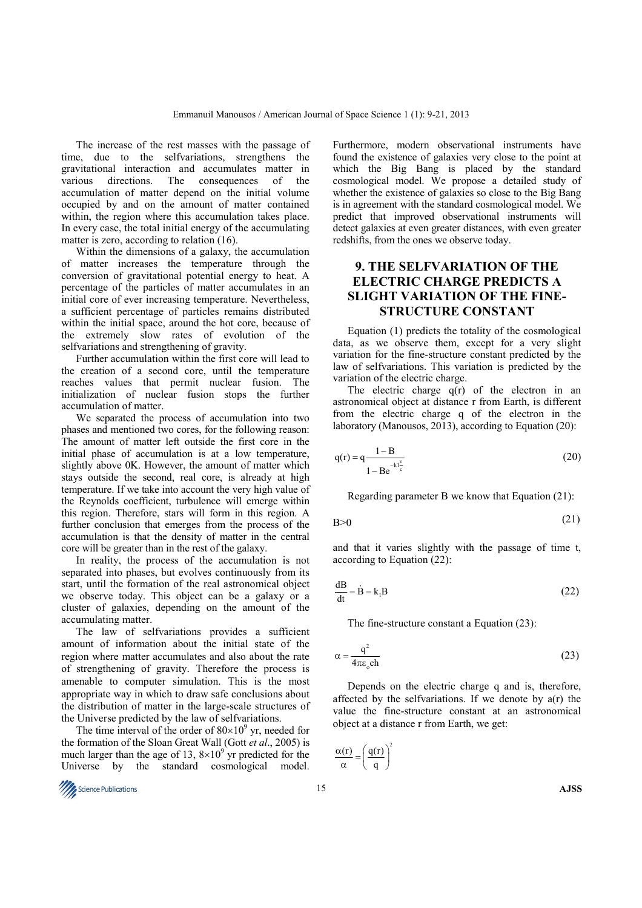The increase of the rest masses with the passage of time, due to the selfvariations, strengthens the gravitational interaction and accumulates matter in various directions. The consequences of the accumulation of matter depend on the initial volume occupied by and on the amount of matter contained within, the region where this accumulation takes place. In every case, the total initial energy of the accumulating matter is zero, according to relation (16).

Within the dimensions of a galaxy, the accumulation of matter increases the temperature through the conversion of gravitational potential energy to heat. A percentage of the particles of matter accumulates in an initial core of ever increasing temperature. Nevertheless, a sufficient percentage of particles remains distributed within the initial space, around the hot core, because of the extremely slow rates of evolution of the selfvariations and strengthening of gravity.

Further accumulation within the first core will lead to the creation of a second core, until the temperature reaches values that permit nuclear fusion. The initialization of nuclear fusion stops the further accumulation of matter.

We separated the process of accumulation into two phases and mentioned two cores, for the following reason: The amount of matter left outside the first core in the initial phase of accumulation is at a low temperature, slightly above 0K. However, the amount of matter which stays outside the second, real core, is already at high temperature. If we take into account the very high value of the Reynolds coefficient, turbulence will emerge within this region. Therefore, stars will form in this region. A further conclusion that emerges from the process of the accumulation is that the density of matter in the central core will be greater than in the rest of the galaxy.

In reality, the process of the accumulation is not separated into phases, but evolves continuously from its start, until the formation of the real astronomical object we observe today. This object can be a galaxy or a cluster of galaxies, depending on the amount of the accumulating matter.

The law of selfvariations provides a sufficient amount of information about the initial state of the region where matter accumulates and also about the rate of strengthening of gravity. Therefore the process is amenable to computer simulation. This is the most appropriate way in which to draw safe conclusions about the distribution of matter in the large-scale structures of the Universe predicted by the law of selfvariations.

The time interval of the order of $80\times10^9$ yr, needed for the formation of the Sloan Great Wall (Gott *et al*., 2005) is much larger than the age of 13, $8\times10^9$ yr predicted for the Universe by the standard cosmological model. Furthermore, modern observational instruments have found the existence of galaxies very close to the point at which the Big Bang is placed by the standard cosmological model. We propose a detailed study of whether the existence of galaxies so close to the Big Bang is in agreement with the standard cosmological model. We predict that improved observational instruments will detect galaxies at even greater distances, with even greater redshifts, from the ones we observe today.

## 9. THE SELFVARIATION OF THE ELECTRIC CHARGE PREDICTS A SLIGHT VARIATION OF THE FINE-STRUCTURE CONSTANT

Equation (1) predicts the totality of the cosmological data, as we observe them, except for a very slight variation for the fine-structure constant predicted by the law of selfvariations. This variation is predicted by the variation of the electric charge.

The electric charge q(r) of the electron in an astronomical object at distance r from Earth, is different from the electric charge q of the electron in the laboratory (Manousos, 2013), according to Equation (20):

$$q(r) = q\frac{1-B}{1-Be^{-k_1\frac{r}{c}}} \tag{20}$$

Regarding parameter B we know that Equation (21):

$$B>0 \tag{21}$$

and that it varies slightly with the passage of time t, according to Equation (22):

$$\frac{dB}{dt} = \dot{B} = k_1 B \tag{22}$$

The fine-structure constant a Equation (23):

$$\alpha = \frac{q^2}{4\pi\varepsilon_o ch} \tag{23}$$

Depends on the electric charge q and is, therefore, affected by the selfvariations. If we denote by a(r) the value the fine-structure constant at an astronomical object at a distance r from Earth, we get:

$$\frac{\alpha(r)}{\alpha} = \left(\frac{q(r)}{q}\right)^2$$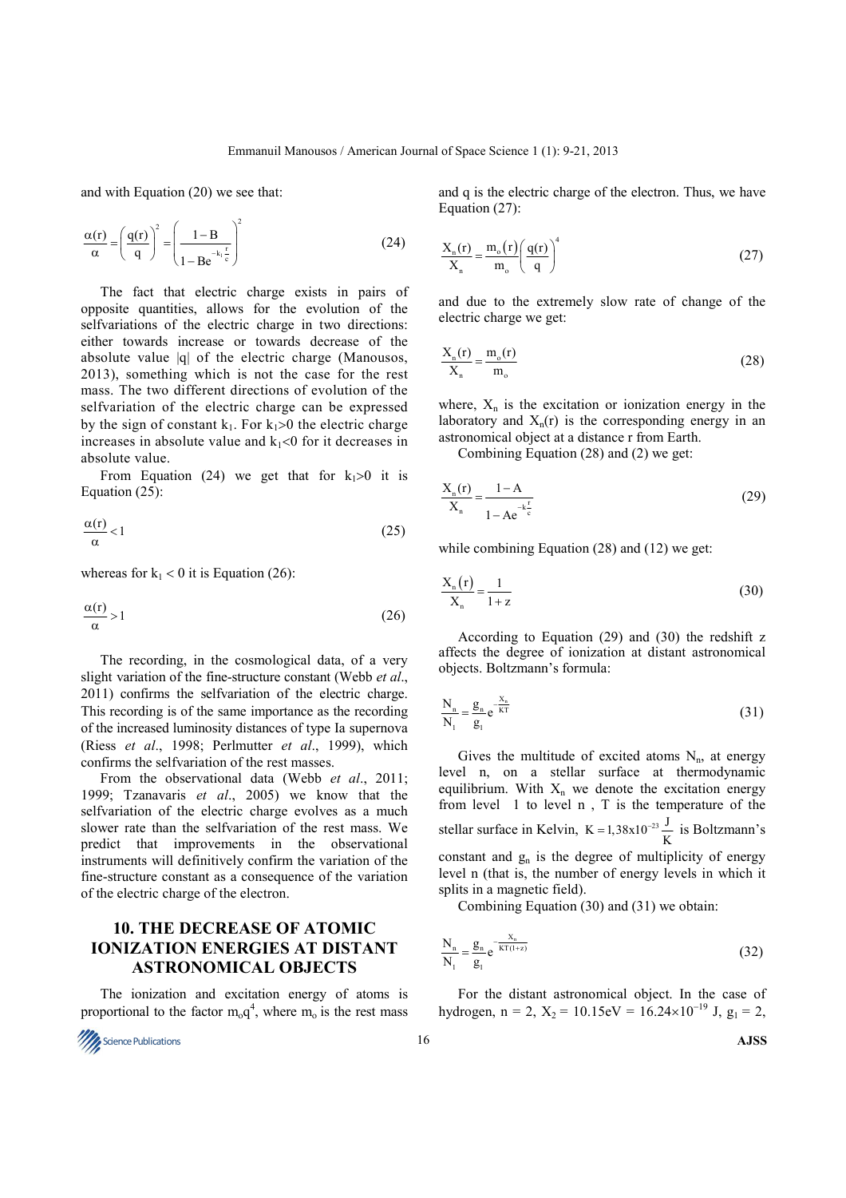and with Equation (20) we see that:

$$\frac{\alpha(r)}{\alpha} = \left(\frac{q(r)}{q}\right)^2 = \left(\frac{1-B}{1-Be^{-k_1\frac{r}{c}}}\right)^2 \tag{24}$$

The fact that electric charge exists in pairs of opposite quantities, allows for the evolution of the selfvariations of the electric charge in two directions: either towards increase or towards decrease of the absolute value $|q|$ of the electric charge (Manousos, 2013), something which is not the case for the rest mass. The two different directions of evolution of the selfvariation of the electric charge can be expressed by the sign of constant $k_1$. For $k_1>0$ the electric charge increases in absolute value and $k_1<0$ for it decreases in absolute value.

From Equation (24) we get that for $k_1>0$ it is Equation (25):

$$\frac{\alpha(r)}{\alpha} < 1 \tag{25}$$

whereas for $k_1 < 0$ it is Equation (26):

$$\frac{\alpha(r)}{\alpha} > 1 \tag{26}$$

The recording, in the cosmological data, of a very slight variation of the fine-structure constant (Webb *et al*., 2011) confirms the selfvariation of the electric charge. This recording is of the same importance as the recording of the increased luminosity distances of type Ia supernova (Riess *et al*., 1998; Perlmutter *et al*., 1999), which confirms the selfvariation of the rest masses.

From the observational data (Webb *et al*., 2011; 1999; Tzanavaris *et al*., 2005) we know that the selfvariation of the electric charge evolves as a much slower rate than the selfvariation of the rest mass. We predict that improvements in the observational instruments will definitively confirm the variation of the fine-structure constant as a consequence of the variation of the electric charge of the electron.

## 10. THE DECREASE OF ATOMIC IONIZATION ENERGIES AT DISTANT ASTRONOMICAL OBJECTS

The ionization and excitation energy of atoms is proportional to the factor $m_o q^4$, where $m_o$ is the rest mass and q is the electric charge of the electron. Thus, we have Equation (27):

$$\frac{X_n(r)}{X_n} = \frac{m_o(r)}{m_o}\left(\frac{q(r)}{q}\right)^4 \tag{27}$$

and due to the extremely slow rate of change of the electric charge we get:

$$\frac{X_n(r)}{X_n} = \frac{m_o(r)}{m_o} \tag{28}$$

where, $X_n$ is the excitation or ionization energy in the laboratory and $X_n(r)$ is the corresponding energy in an astronomical object at a distance r from Earth.

Combining Equation (28) and (2) we get:

$$\frac{X_n(r)}{X_n} = \frac{1-A}{1-Ae^{-k\frac{r}{c}}} \tag{29}$$

while combining Equation (28) and (12) we get:

$$\frac{X_n(r)}{X_n} = \frac{1}{1+z} \tag{30}$$

According to Equation (29) and (30) the redshift z affects the degree of ionization at distant astronomical objects. Boltzmann's formula:

$$\frac{N_n}{N_1} = \frac{g_n}{g_1}e^{-\frac{X_n}{KT}} \tag{31}$$

Gives the multitude of excited atoms $N_n$, at energy level n, on a stellar surface at thermodynamic equilibrium. With $X_n$ we denote the excitation energy from level 1 to level n , T is the temperature of the stellar surface in Kelvin, $K = 1{,}38x10^{-23}\frac{J}{K}$ is Boltzmann's constant and $g_n$ is the degree of multiplicity of energy level n (that is, the number of energy levels in which it splits in a magnetic field).

Combining Equation (30) and (31) we obtain:

$$\frac{N_n}{N_1} = \frac{g_n}{g_1}e^{-\frac{X_n}{KT(1+z)}} \tag{32}$$

For the distant astronomical object. In the case of hydrogen, n = 2, $X_2 = 10.15\text{eV} = 16.24\times10^{-19}$ J, $g_1 = 2$,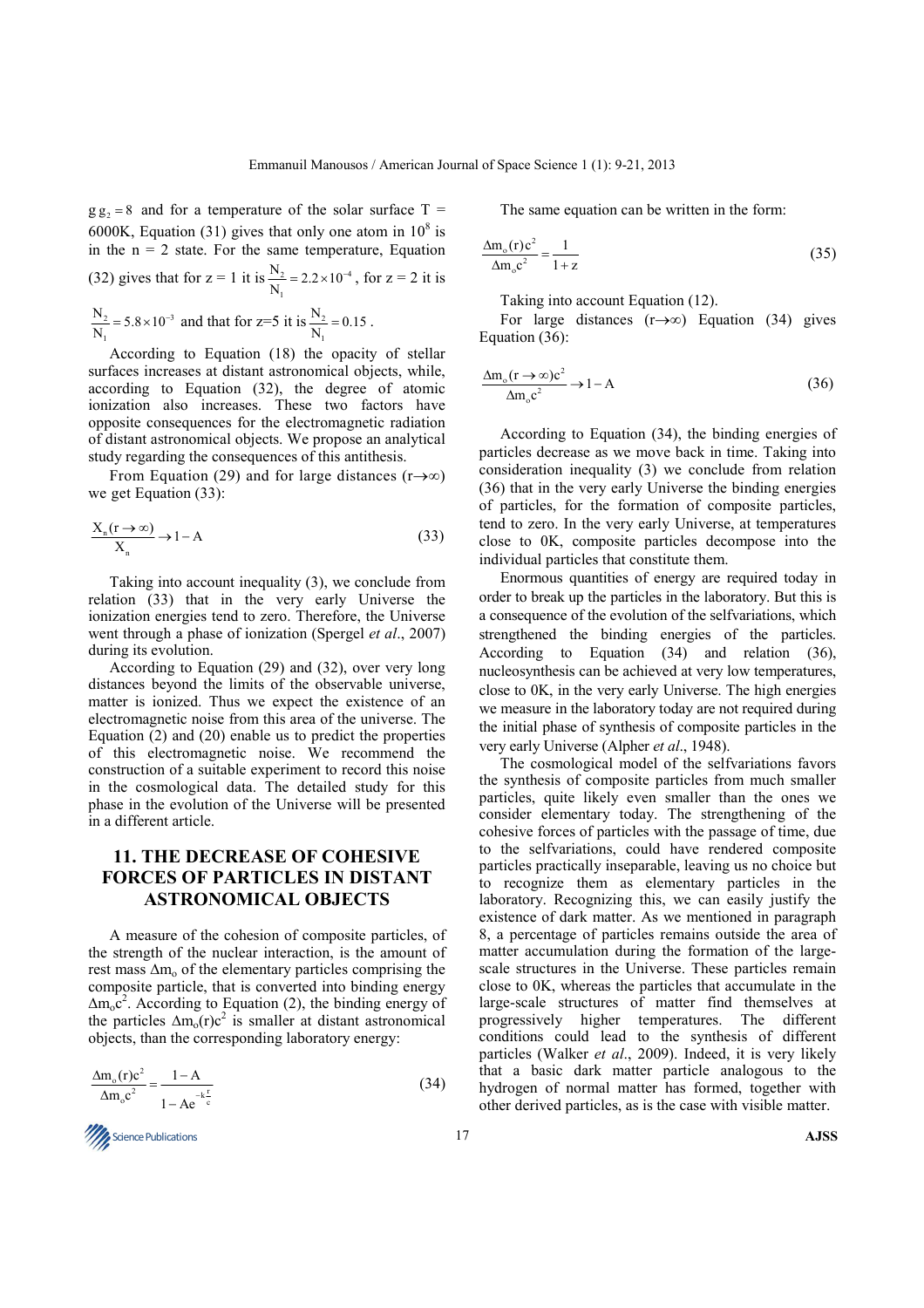$g\,g_2 = 8$ and for a temperature of the solar surface T = 6000K, Equation (31) gives that only one atom in $10^8$ is in the n = 2 state. For the same temperature, Equation (32) gives that for z = 1 it is $\frac{N_2}{N_1} = 2.2\times10^{-4}$, for z = 2 it is $\frac{N_2}{N_1} = 5.8\times10^{-3}$ and that for z=5 it is $\frac{N_2}{N_1} = 0.15$.

According to Equation (18) the opacity of stellar surfaces increases at distant astronomical objects, while, according to Equation (32), the degree of atomic ionization also increases. These two factors have opposite consequences for the electromagnetic radiation of distant astronomical objects. We propose an analytical study regarding the consequences of this antithesis.

From Equation (29) and for large distances ($r\to\infty$) we get Equation (33):

$$\frac{X_n(r\to\infty)}{X_n} \to 1 - A \tag{33}$$

Taking into account inequality (3), we conclude from relation (33) that in the very early Universe the ionization energies tend to zero. Therefore, the Universe went through a phase of ionization (Spergel *et al*., 2007) during its evolution.

According to Equation (29) and (32), over very long distances beyond the limits of the observable universe, matter is ionized. Thus we expect the existence of an electromagnetic noise from this area of the universe. The Equation (2) and (20) enable us to predict the properties of this electromagnetic noise. We recommend the construction of a suitable experiment to record this noise in the cosmological data. The detailed study for this phase in the evolution of the Universe will be presented in a different article.

## 11. THE DECREASE OF COHESIVE FORCES OF PARTICLES IN DISTANT ASTRONOMICAL OBJECTS

A measure of the cohesion of composite particles, of the strength of the nuclear interaction, is the amount of rest mass $\Delta m_o$ of the elementary particles comprising the composite particle, that is converted into binding energy $\Delta m_o c^2$. According to Equation (2), the binding energy of the particles $\Delta m_o(r)c^2$ is smaller at distant astronomical objects, than the corresponding laboratory energy:

$$\frac{\Delta m_o(r)c^2}{\Delta m_o c^2} = \frac{1-A}{1-Ae^{-k\frac{r}{c}}} \tag{34}$$

The same equation can be written in the form:

$$\frac{\Delta m_o(r)c^2}{\Delta m_o c^2} = \frac{1}{1+z} \tag{35}$$

Taking into account Equation (12).

For large distances ($r\to\infty$) Equation (34) gives Equation (36):

$$\frac{\Delta m_o(r\to\infty)c^2}{\Delta m_o c^2} \to 1 - A \tag{36}$$

According to Equation (34), the binding energies of particles decrease as we move back in time. Taking into consideration inequality (3) we conclude from relation (36) that in the very early Universe the binding energies of particles, for the formation of composite particles, tend to zero. In the very early Universe, at temperatures close to 0K, composite particles decompose into the individual particles that constitute them.

Enormous quantities of energy are required today in order to break up the particles in the laboratory. But this is a consequence of the evolution of the selfvariations, which strengthened the binding energies of the particles. According to Equation (34) and relation (36), nucleosynthesis can be achieved at very low temperatures, close to 0K, in the very early Universe. The high energies we measure in the laboratory today are not required during the initial phase of synthesis of composite particles in the very early Universe (Alpher *et al*., 1948).

The cosmological model of the selfvariations favors the synthesis of composite particles from much smaller particles, quite likely even smaller than the ones we consider elementary today. The strengthening of the cohesive forces of particles with the passage of time, due to the selfvariations, could have rendered composite particles practically inseparable, leaving us no choice but to recognize them as elementary particles in the laboratory. Recognizing this, we can easily justify the existence of dark matter. As we mentioned in paragraph 8, a percentage of particles remains outside the area of matter accumulation during the formation of the large-scale structures in the Universe. These particles remain close to 0K, whereas the particles that accumulate in the large-scale structures of matter find themselves at progressively higher temperatures. The different conditions could lead to the synthesis of different particles (Walker *et al*., 2009). Indeed, it is very likely that a basic dark matter particle analogous to the hydrogen of normal matter has formed, together with other derived particles, as is the case with visible matter.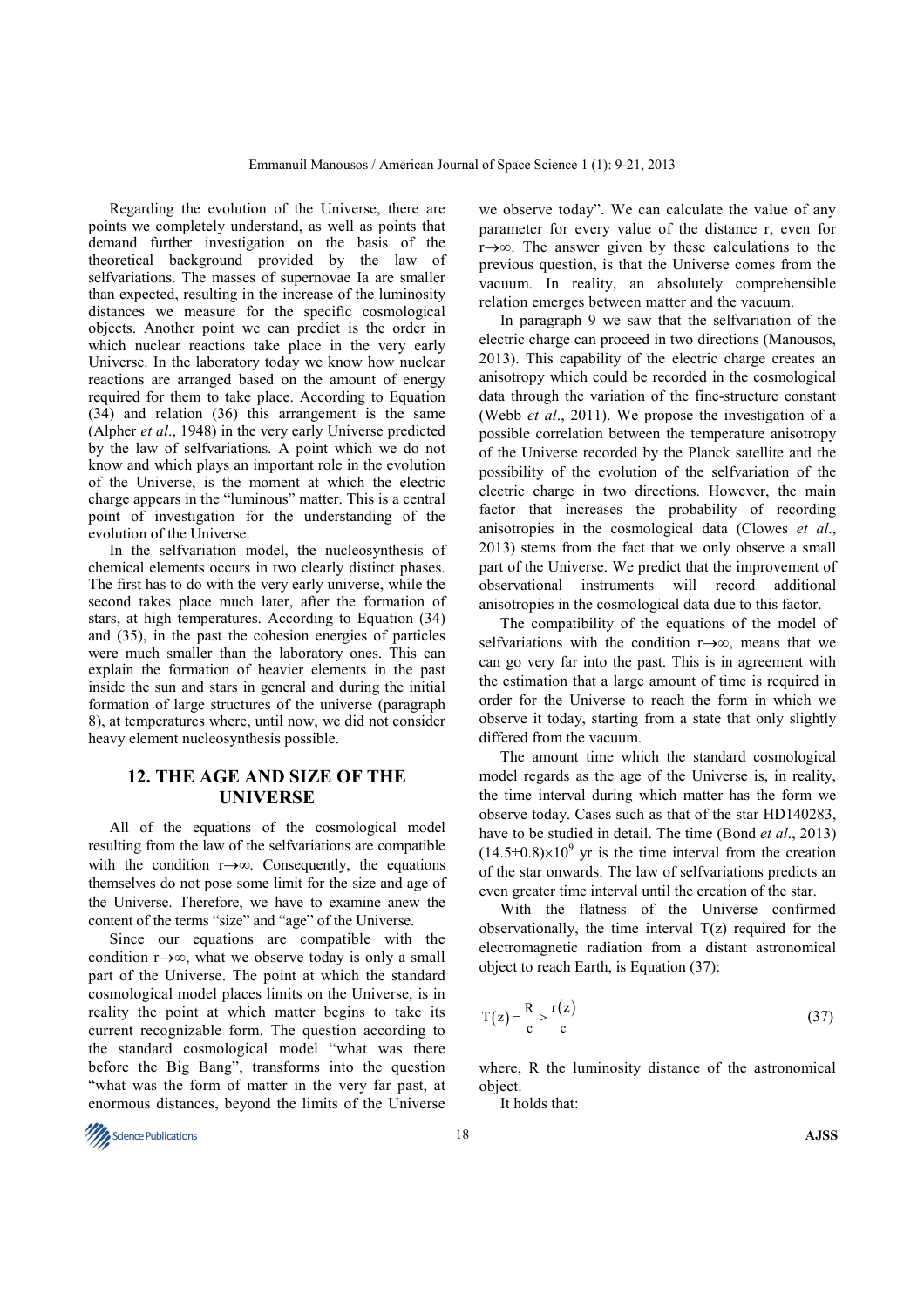Regarding the evolution of the Universe, there are points we completely understand, as well as points that demand further investigation on the basis of the theoretical background provided by the law of selfvariations. The masses of supernovae Ia are smaller than expected, resulting in the increase of the luminosity distances we measure for the specific cosmological objects. Another point we can predict is the order in which nuclear reactions take place in the very early Universe. In the laboratory today we know how nuclear reactions are arranged based on the amount of energy required for them to take place. According to Equation (34) and relation (36) this arrangement is the same (Alpher *et al*., 1948) in the very early Universe predicted by the law of selfvariations. A point which we do not know and which plays an important role in the evolution of the Universe, is the moment at which the electric charge appears in the "luminous" matter. This is a central point of investigation for the understanding of the evolution of the Universe.

In the selfvariation model, the nucleosynthesis of chemical elements occurs in two clearly distinct phases. The first has to do with the very early universe, while the second takes place much later, after the formation of stars, at high temperatures. According to Equation (34) and (35), in the past the cohesion energies of particles were much smaller than the laboratory ones. This can explain the formation of heavier elements in the past inside the sun and stars in general and during the initial formation of large structures of the universe (paragraph 8), at temperatures where, until now, we did not consider heavy element nucleosynthesis possible.

## 12. THE AGE AND SIZE OF THE UNIVERSE

All of the equations of the cosmological model resulting from the law of the selfvariations are compatible with the condition $r \to \infty$. Consequently, the equations themselves do not pose some limit for the size and age of the Universe. Therefore, we have to examine anew the content of the terms "size" and "age" of the Universe.

Since our equations are compatible with the condition $r \to \infty$, what we observe today is only a small part of the Universe. The point at which the standard cosmological model places limits on the Universe, is in reality the point at which matter begins to take its current recognizable form. The question according to the standard cosmological model "what was there before the Big Bang", transforms into the question "what was the form of matter in the very far past, at enormous distances, beyond the limits of the Universe we observe today". We can calculate the value of any parameter for every value of the distance r, even for $r \to \infty$. The answer given by these calculations to the previous question, is that the Universe comes from the vacuum. In reality, an absolutely comprehensible relation emerges between matter and the vacuum.

In paragraph 9 we saw that the selfvariation of the electric charge can proceed in two directions (Manousos, 2013). This capability of the electric charge creates an anisotropy which could be recorded in the cosmological data through the variation of the fine-structure constant (Webb *et al*., 2011). We propose the investigation of a possible correlation between the temperature anisotropy of the Universe recorded by the Planck satellite and the possibility of the evolution of the selfvariation of the electric charge in two directions. However, the main factor that increases the probability of recording anisotropies in the cosmological data (Clowes *et al*., 2013) stems from the fact that we only observe a small part of the Universe. We predict that the improvement of observational instruments will record additional anisotropies in the cosmological data due to this factor.

The compatibility of the equations of the model of selfvariations with the condition $r \to \infty$, means that we can go very far into the past. This is in agreement with the estimation that a large amount of time is required in order for the Universe to reach the form in which we observe it today, starting from a state that only slightly differed from the vacuum.

The amount time which the standard cosmological model regards as the age of the Universe is, in reality, the time interval during which matter has the form we observe today. Cases such as that of the star HD140283, have to be studied in detail. The time (Bond *et al*., 2013) $(14.5 \pm 0.8) \times 10^9$ yr is the time interval from the creation of the star onwards. The law of selfvariations predicts an even greater time interval until the creation of the star.

With the flatness of the Universe confirmed observationally, the time interval T(z) required for the electromagnetic radiation from a distant astronomical object to reach Earth, is Equation (37):

$$T(z) = \frac{R}{c} > \frac{r(z)}{c} \tag{37}$$

where, R the luminosity distance of the astronomical object.

It holds that: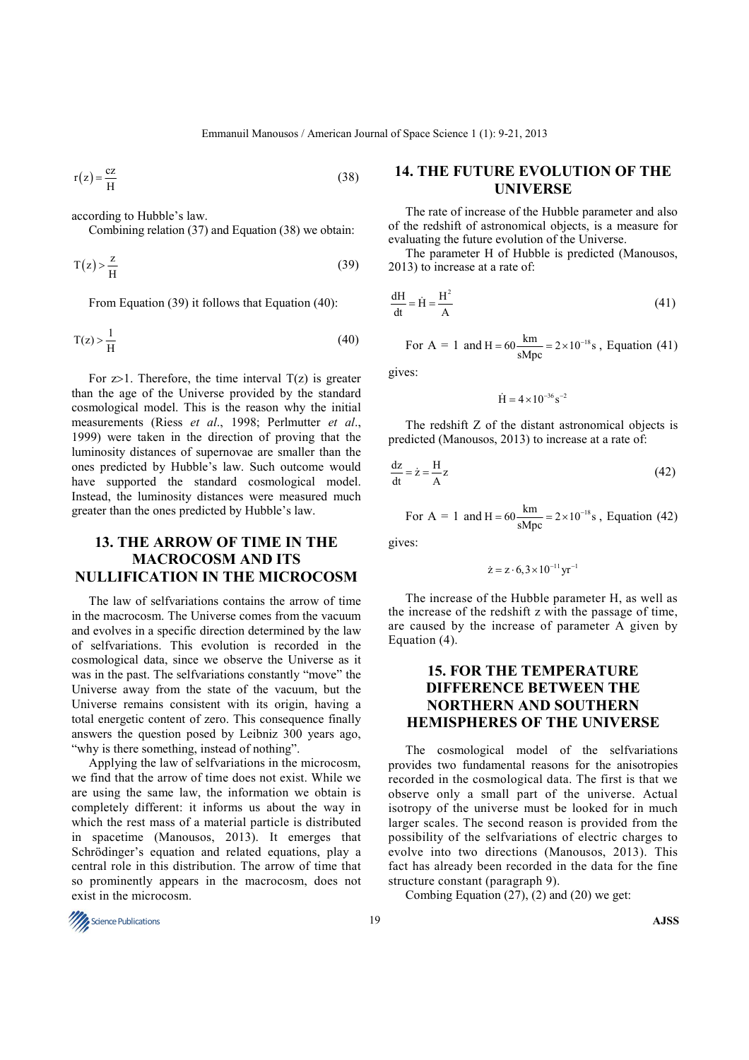$$r(z) = \frac{cz}{H} \tag{38}$$

according to Hubble's law.

Combining relation (37) and Equation (38) we obtain:

$$T(z) > \frac{z}{H} \tag{39}$$

From Equation (39) it follows that Equation (40):

$$T(z) > \frac{1}{H} \tag{40}$$

For $z > 1$. Therefore, the time interval $T(z)$ is greater than the age of the Universe provided by the standard cosmological model. This is the reason why the initial measurements (Riess *et al*., 1998; Perlmutter *et al*., 1999) were taken in the direction of proving that the luminosity distances of supernovae are smaller than the ones predicted by Hubble's law. Such outcome would have supported the standard cosmological model. Instead, the luminosity distances were measured much greater than the ones predicted by Hubble's law.

## 13. THE ARROW OF TIME IN THE MACROCOSM AND ITS NULLIFICATION IN THE MICROCOSM

The law of selfvariations contains the arrow of time in the macrocosm. The Universe comes from the vacuum and evolves in a specific direction determined by the law of selfvariations. This evolution is recorded in the cosmological data, since we observe the Universe as it was in the past. The selfvariations constantly "move" the Universe away from the state of the vacuum, but the Universe remains consistent with its origin, having a total energetic content of zero. This consequence finally answers the question posed by Leibniz 300 years ago, "why is there something, instead of nothing".

Applying the law of selfvariations in the microcosm, we find that the arrow of time does not exist. While we are using the same law, the information we obtain is completely different: it informs us about the way in which the rest mass of a material particle is distributed in spacetime (Manousos, 2013). It emerges that Schrödinger's equation and related equations, play a central role in this distribution. The arrow of time that so prominently appears in the macrocosm, does not exist in the microcosm.

## 14. THE FUTURE EVOLUTION OF THE UNIVERSE

The rate of increase of the Hubble parameter and also of the redshift of astronomical objects, is a measure for evaluating the future evolution of the Universe.

The parameter H of Hubble is predicted (Manousos, 2013) to increase at a rate of:

$$\frac{dH}{dt} = \dot{H} = \frac{H^2}{A} \tag{41}$$

For $A = 1$ and $H = 60\frac{km}{sMpc} = 2\times10^{-18}s$, Equation (41) gives:

$$\dot{H} = 4\times10^{-36}s^{-2}$$

The redshift Z of the distant astronomical objects is predicted (Manousos, 2013) to increase at a rate of:

$$\frac{dz}{dt} = \dot{z} = \frac{H}{A}z \tag{42}$$

For $A = 1$ and $H = 60\frac{km}{sMpc} = 2\times10^{-18}s$, Equation (42) gives:

$$\dot{z} = z\cdot 6,3\times10^{-11}yr^{-1}$$

The increase of the Hubble parameter H, as well as the increase of the redshift z with the passage of time, are caused by the increase of parameter A given by Equation (4).

## 15. FOR THE TEMPERATURE DIFFERENCE BETWEEN THE NORTHERN AND SOUTHERN HEMISPHERES OF THE UNIVERSE

The cosmological model of the selfvariations provides two fundamental reasons for the anisotropies recorded in the cosmological data. The first is that we observe only a small part of the universe. Actual isotropy of the universe must be looked for in much larger scales. The second reason is provided from the possibility of the selfvariations of electric charges to evolve into two directions (Manousos, 2013). This fact has already been recorded in the data for the fine structure constant (paragraph 9).

Combing Equation (27), (2) and (20) we get: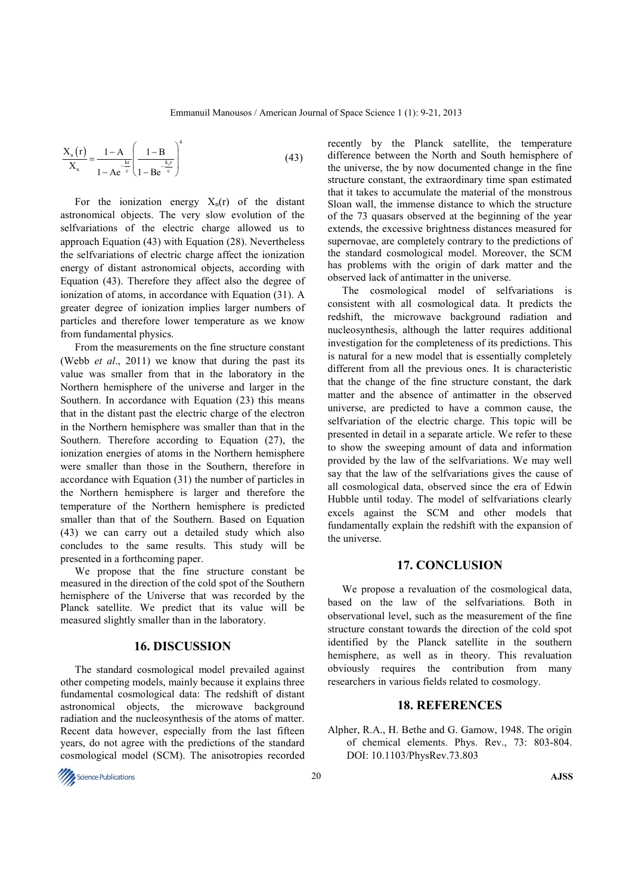$$\frac{X_n(r)}{X_n} = \frac{1-A}{1-Ae^{-\frac{kr}{c}}}\left(\frac{1-B}{1-Be^{-\frac{k_1 r}{c}}}\right)^4 \quad (43)$$

For the ionization energy $X_n(r)$ of the distant astronomical objects. The very slow evolution of the selfvariations of the electric charge allowed us to approach Equation (43) with Equation (28). Nevertheless the selfvariations of electric charge affect the ionization energy of distant astronomical objects, according with Equation (43). Therefore they affect also the degree of ionization of atoms, in accordance with Equation (31). A greater degree of ionization implies larger numbers of particles and therefore lower temperature as we know from fundamental physics.

From the measurements on the fine structure constant (Webb *et al*., 2011) we know that during the past its value was smaller from that in the laboratory in the Northern hemisphere of the universe and larger in the Southern. In accordance with Equation (23) this means that in the distant past the electric charge of the electron in the Northern hemisphere was smaller than that in the Southern. Therefore according to Equation (27), the ionization energies of atoms in the Northern hemisphere were smaller than those in the Southern, therefore in accordance with Equation (31) the number of particles in the Northern hemisphere is larger and therefore the temperature of the Northern hemisphere is predicted smaller than that of the Southern. Based on Equation (43) we can carry out a detailed study which also concludes to the same results. This study will be presented in a forthcoming paper.

We propose that the fine structure constant be measured in the direction of the cold spot of the Southern hemisphere of the Universe that was recorded by the Planck satellite. We predict that its value will be measured slightly smaller than in the laboratory.

## 16. DISCUSSION

The standard cosmological model prevailed against other competing models, mainly because it explains three fundamental cosmological data: The redshift of distant astronomical objects, the microwave background radiation and the nucleosynthesis of the atoms of matter. Recent data however, especially from the last fifteen years, do not agree with the predictions of the standard cosmological model (SCM). The anisotropies recorded recently by the Planck satellite, the temperature difference between the North and South hemisphere of the universe, the by now documented change in the fine structure constant, the extraordinary time span estimated that it takes to accumulate the material of the monstrous Sloan wall, the immense distance to which the structure of the 73 quasars observed at the beginning of the year extends, the excessive brightness distances measured for supernovae, are completely contrary to the predictions of the standard cosmological model. Moreover, the SCM has problems with the origin of dark matter and the observed lack of antimatter in the universe.

The cosmological model of selfvariations is consistent with all cosmological data. It predicts the redshift, the microwave background radiation and nucleosynthesis, although the latter requires additional investigation for the completeness of its predictions. This is natural for a new model that is essentially completely different from all the previous ones. It is characteristic that the change of the fine structure constant, the dark matter and the absence of antimatter in the observed universe, are predicted to have a common cause, the selfvariation of the electric charge. This topic will be presented in detail in a separate article. We refer to these to show the sweeping amount of data and information provided by the law of the selfvariations. We may well say that the law of the selfvariations gives the cause of all cosmological data, observed since the era of Edwin Hubble until today. The model of selfvariations clearly excels against the SCM and other models that fundamentally explain the redshift with the expansion of the universe.

## 17. CONCLUSION

We propose a revaluation of the cosmological data, based on the law of the selfvariations. Both in observational level, such as the measurement of the fine structure constant towards the direction of the cold spot identified by the Planck satellite in the southern hemisphere, as well as in theory. This revaluation obviously requires the contribution from many researchers in various fields related to cosmology.

## 18. REFERENCES

Alpher, R.A., H. Bethe and G. Gamow, 1948. The origin of chemical elements. Phys. Rev., 73: 803-804. DOI: 10.1103/PhysRev.73.803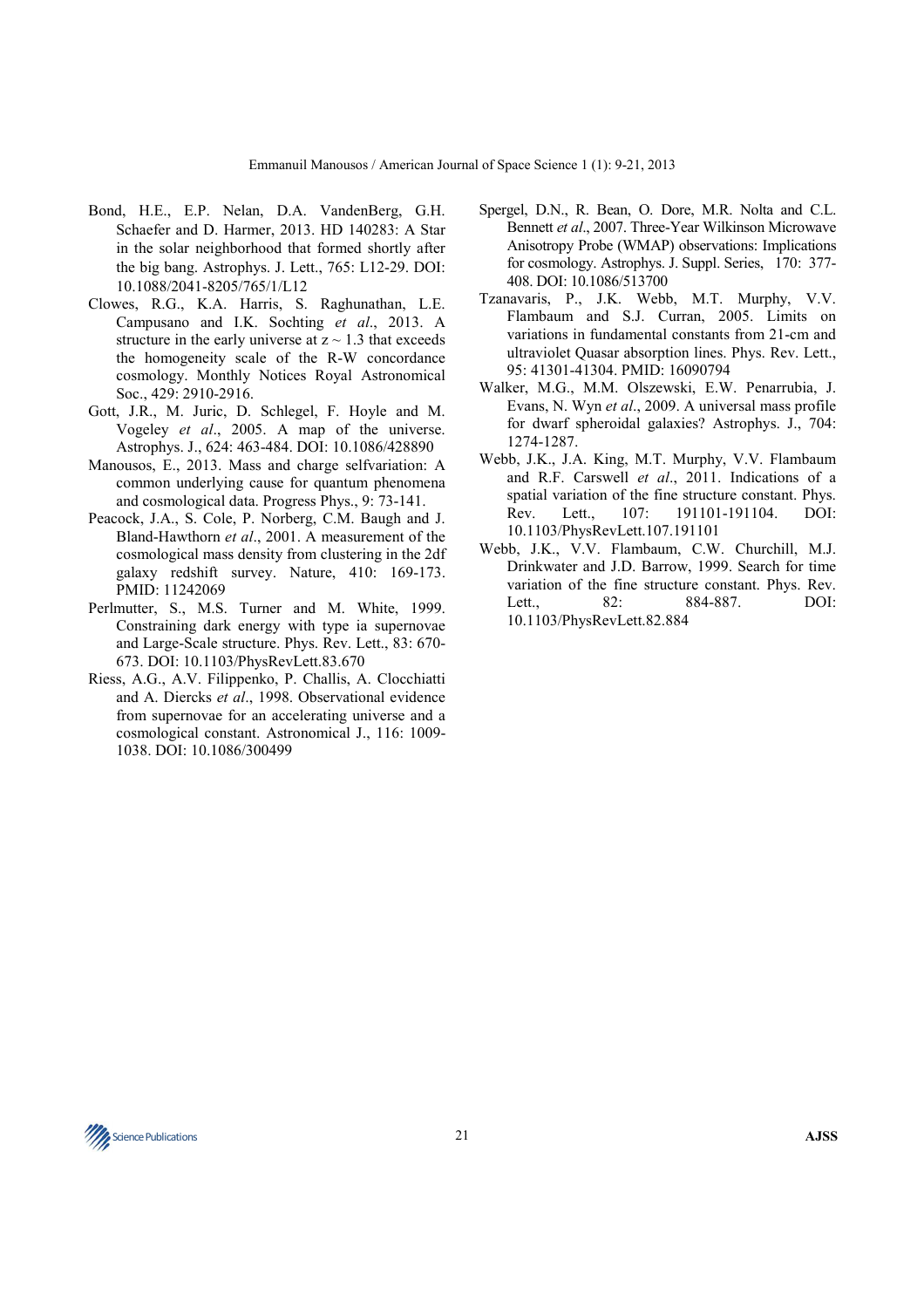Bond, H.E., E.P. Nelan, D.A. VandenBerg, G.H. Schaefer and D. Harmer, 2013. HD 140283: A Star in the solar neighborhood that formed shortly after the big bang. Astrophys. J. Lett., 765: L12-29. DOI: 10.1088/2041-8205/765/1/L12

Clowes, R.G., K.A. Harris, S. Raghunathan, L.E. Campusano and I.K. Sochting *et al*., 2013. A structure in the early universe at z ~ 1.3 that exceeds the homogeneity scale of the R-W concordance cosmology. Monthly Notices Royal Astronomical Soc., 429: 2910-2916.

Gott, J.R., M. Juric, D. Schlegel, F. Hoyle and M. Vogeley *et al*., 2005. A map of the universe. Astrophys. J., 624: 463-484. DOI: 10.1086/428890

Manousos, E., 2013. Mass and charge selfvariation: A common underlying cause for quantum phenomena and cosmological data. Progress Phys., 9: 73-141.

Peacock, J.A., S. Cole, P. Norberg, C.M. Baugh and J. Bland-Hawthorn *et al*., 2001. A measurement of the cosmological mass density from clustering in the 2df galaxy redshift survey. Nature, 410: 169-173. PMID: 11242069

Perlmutter, S., M.S. Turner and M. White, 1999. Constraining dark energy with type ia supernovae and Large-Scale structure. Phys. Rev. Lett., 83: 670-673. DOI: 10.1103/PhysRevLett.83.670

Riess, A.G., A.V. Filippenko, P. Challis, A. Clocchiatti and A. Diercks *et al*., 1998. Observational evidence from supernovae for an accelerating universe and a cosmological constant. Astronomical J., 116: 1009-1038. DOI: 10.1086/300499

Spergel, D.N., R. Bean, O. Dore, M.R. Nolta and C.L. Bennett *et al*., 2007. Three-Year Wilkinson Microwave Anisotropy Probe (WMAP) observations: Implications for cosmology. Astrophys. J. Suppl. Series, 170: 377-408. DOI: 10.1086/513700

Tzanavaris, P., J.K. Webb, M.T. Murphy, V.V. Flambaum and S.J. Curran, 2005. Limits on variations in fundamental constants from 21-cm and ultraviolet Quasar absorption lines. Phys. Rev. Lett., 95: 41301-41304. PMID: 16090794

Walker, M.G., M.M. Olszewski, E.W. Penarrubia, J. Evans, N. Wyn *et al*., 2009. A universal mass profile for dwarf spheroidal galaxies? Astrophys. J., 704: 1274-1287.

Webb, J.K., J.A. King, M.T. Murphy, V.V. Flambaum and R.F. Carswell *et al*., 2011. Indications of a spatial variation of the fine structure constant. Phys. Rev. Lett., 107: 191101-191104. DOI: 10.1103/PhysRevLett.107.191101

Webb, J.K., V.V. Flambaum, C.W. Churchill, M.J. Drinkwater and J.D. Barrow, 1999. Search for time variation of the fine structure constant. Phys. Rev. Lett., 82: 884-887. DOI: 10.1103/PhysRevLett.82.884